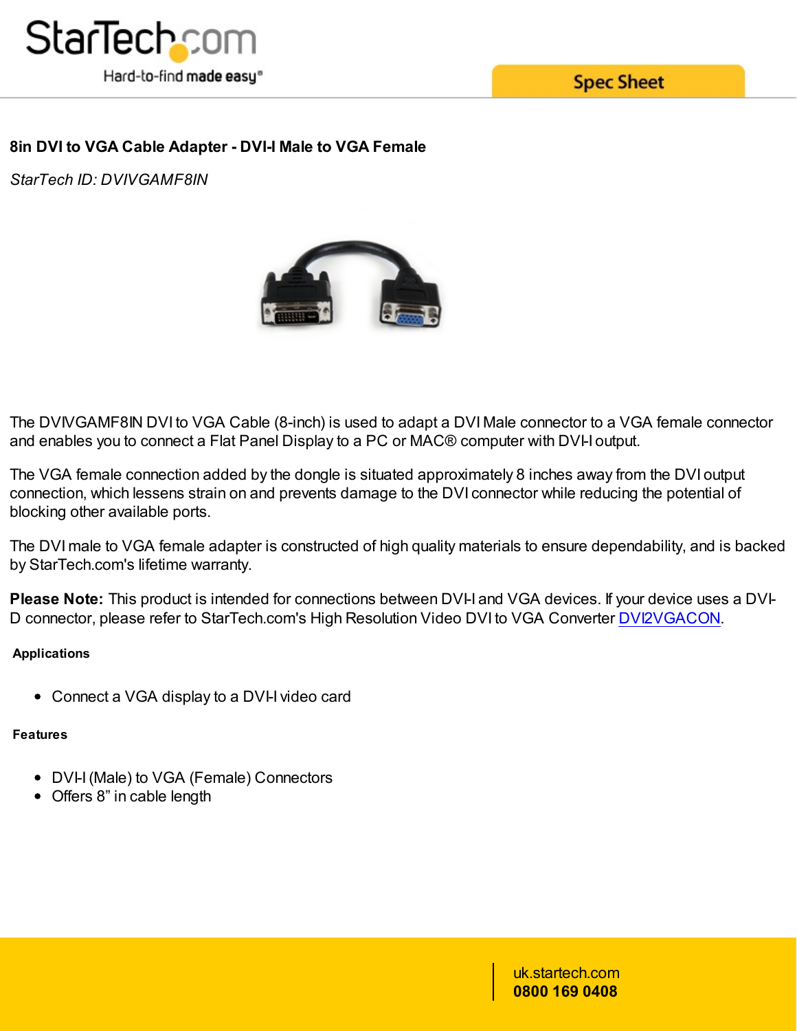# 8in DVI to VGA Cable Adapter - DVI-I Male to VGA Female

*StarTech ID: DVIVGAMF8IN*

The DVIVGAMF8IN DVI to VGA Cable (8-inch) is used to adapt a DVI Male connector to a VGA female connector and enables you to connect a Flat Panel Display to a PC or MAC® computer with DVI-I output.

The VGA female connection added by the dongle is situated approximately 8 inches away from the DVI output connection, which lessens strain on and prevents damage to the DVI connector while reducing the potential of blocking other available ports.

The DVI male to VGA female adapter is constructed of high quality materials to ensure dependability, and is backed by StarTech.com's lifetime warranty.

**Please Note:** This product is intended for connections between DVI-I and VGA devices. If your device uses a DVI-D connector, please refer to StarTech.com's High Resolution Video DVI to VGA Converter DVI2VGACON.

### Applications

- Connect a VGA display to a DVI-I video card

### Features

- DVI-I (Male) to VGA (Female) Connectors
- Offers 8” in cable length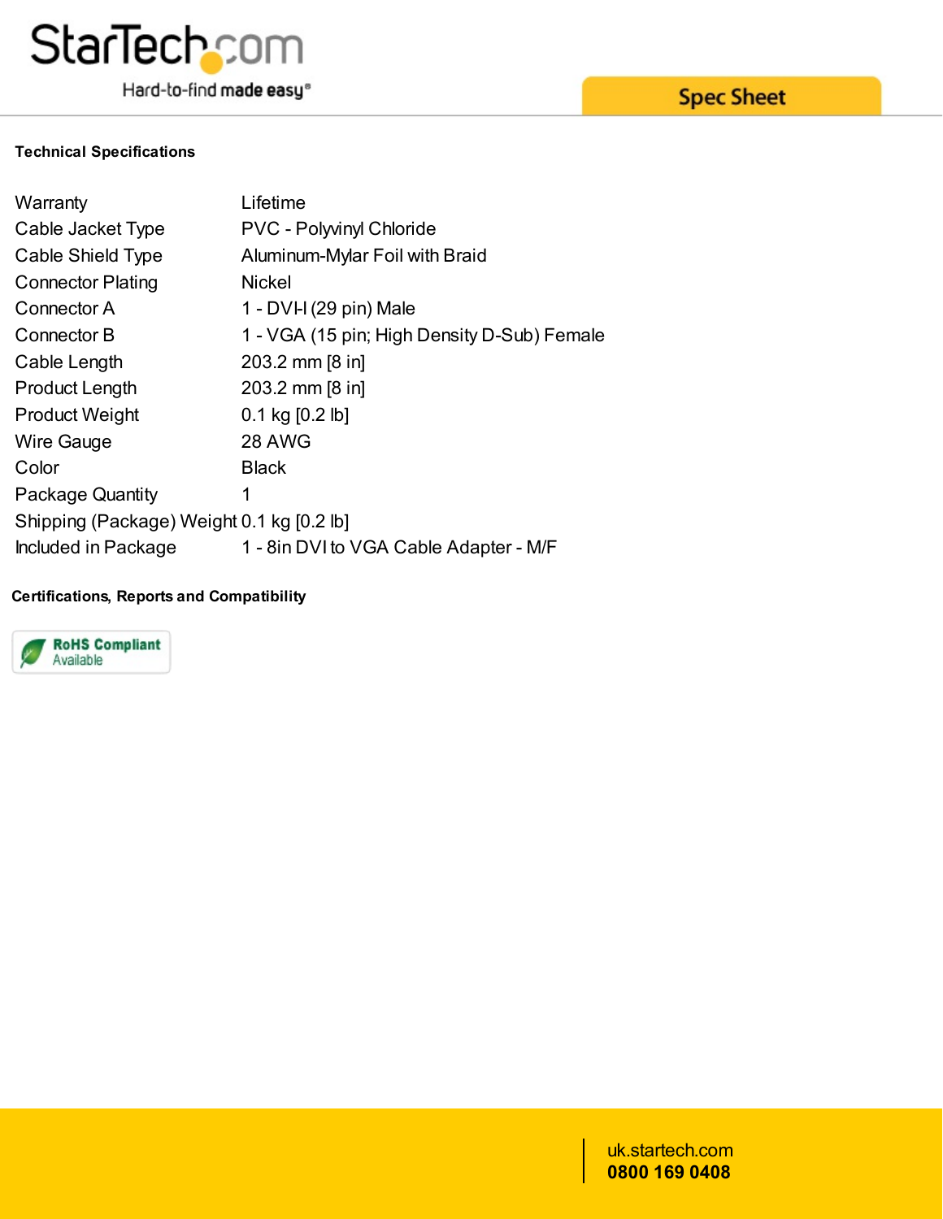**Technical Specifications**

| | |
|---|---|
| Warranty | Lifetime |
| Cable Jacket Type | PVC - Polyvinyl Chloride |
| Cable Shield Type | Aluminum-Mylar Foil with Braid |
| Connector Plating | Nickel |
| Connector A | 1 - DVI-I (29 pin) Male |
| Connector B | 1 - VGA (15 pin; High Density D-Sub) Female |
| Cable Length | 203.2 mm [8 in] |
| Product Length | 203.2 mm [8 in] |
| Product Weight | 0.1 kg [0.2 lb] |
| Wire Gauge | 28 AWG |
| Color | Black |
| Package Quantity | 1 |
| Shipping (Package) Weight | 0.1 kg [0.2 lb] |
| Included in Package | 1 - 8in DVI to VGA Cable Adapter - M/F |

**Certifications, Reports and Compatibility**

RoHS Compliant
Available

uk.startech.com
**0800 169 0408**